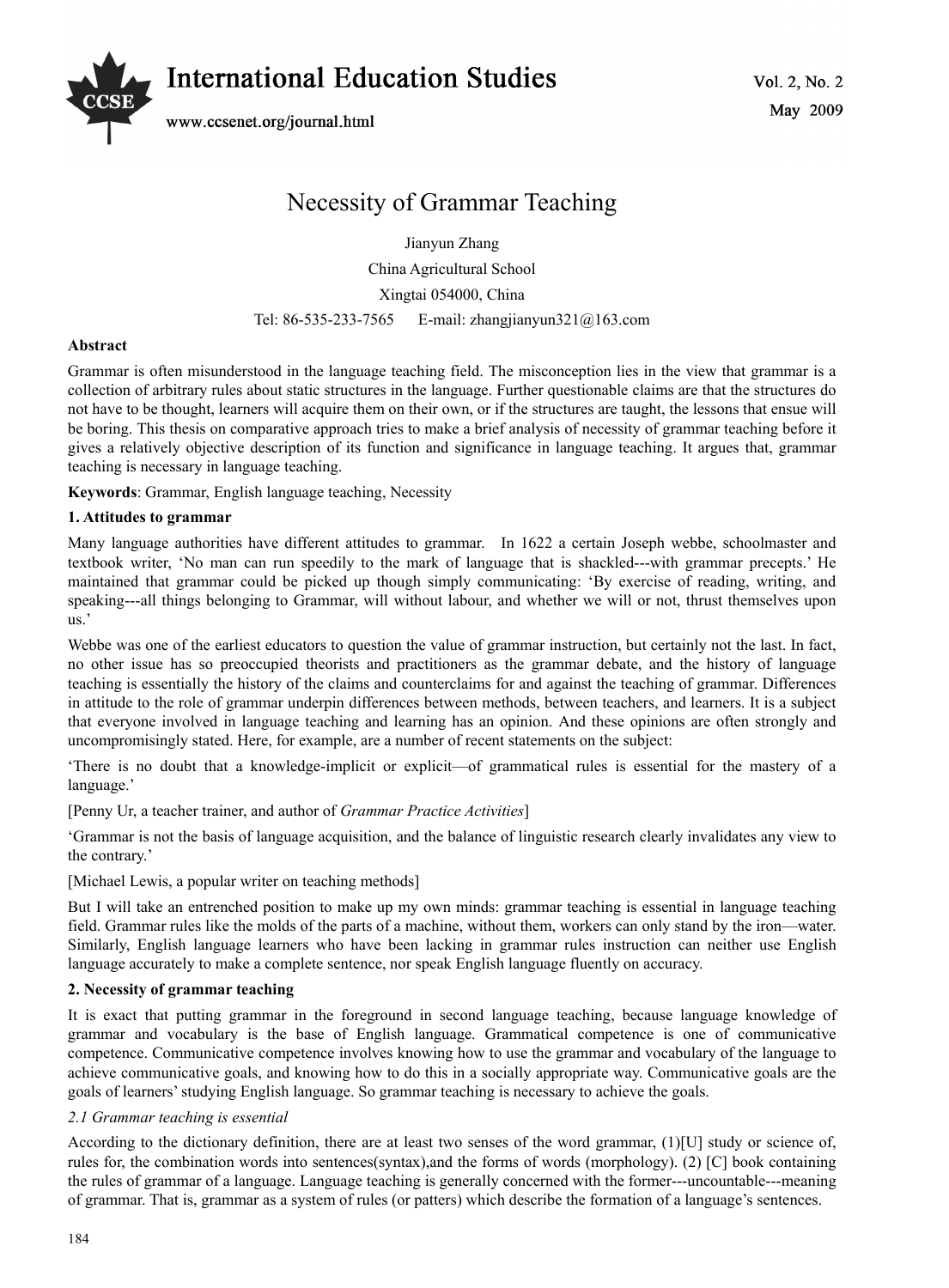# Necessity of Grammar Teaching

Jianyun Zhang

China Agricultural School

Xingtai 054000, China

Tel: 86-535-233-7565 E-mail: zhangjianyun321@163.com

**Abstract**

Grammar is often misunderstood in the language teaching field. The misconception lies in the view that grammar is a collection of arbitrary rules about static structures in the language. Further questionable claims are that the structures do not have to be thought, learners will acquire them on their own, or if the structures are taught, the lessons that ensue will be boring. This thesis on comparative approach tries to make a brief analysis of necessity of grammar teaching before it gives a relatively objective description of its function and significance in language teaching. It argues that, grammar teaching is necessary in language teaching.

**Keywords**: Grammar, English language teaching, Necessity

## 1. Attitudes to grammar

Many language authorities have different attitudes to grammar. In 1622 a certain Joseph webbe, schoolmaster and textbook writer, 'No man can run speedily to the mark of language that is shackled---with grammar precepts.' He maintained that grammar could be picked up though simply communicating: 'By exercise of reading, writing, and speaking---all things belonging to Grammar, will without labour, and whether we will or not, thrust themselves upon us.'

Webbe was one of the earliest educators to question the value of grammar instruction, but certainly not the last. In fact, no other issue has so preoccupied theorists and practitioners as the grammar debate, and the history of language teaching is essentially the history of the claims and counterclaims for and against the teaching of grammar. Differences in attitude to the role of grammar underpin differences between methods, between teachers, and learners. It is a subject that everyone involved in language teaching and learning has an opinion. And these opinions are often strongly and uncompromisingly stated. Here, for example, are a number of recent statements on the subject:

'There is no doubt that a knowledge-implicit or explicit—of grammatical rules is essential for the mastery of a language.'

[Penny Ur, a teacher trainer, and author of *Grammar Practice Activities*]

'Grammar is not the basis of language acquisition, and the balance of linguistic research clearly invalidates any view to the contrary.'

[Michael Lewis, a popular writer on teaching methods]

But I will take an entrenched position to make up my own minds: grammar teaching is essential in language teaching field. Grammar rules like the molds of the parts of a machine, without them, workers can only stand by the iron—water. Similarly, English language learners who have been lacking in grammar rules instruction can neither use English language accurately to make a complete sentence, nor speak English language fluently on accuracy.

## 2. Necessity of grammar teaching

It is exact that putting grammar in the foreground in second language teaching, because language knowledge of grammar and vocabulary is the base of English language. Grammatical competence is one of communicative competence. Communicative competence involves knowing how to use the grammar and vocabulary of the language to achieve communicative goals, and knowing how to do this in a socially appropriate way. Communicative goals are the goals of learners' studying English language. So grammar teaching is necessary to achieve the goals.

### *2.1 Grammar teaching is essential*

According to the dictionary definition, there are at least two senses of the word grammar, (1)[U] study or science of, rules for, the combination words into sentences(syntax),and the forms of words (morphology). (2) [C] book containing the rules of grammar of a language. Language teaching is generally concerned with the former---uncountable---meaning of grammar. That is, grammar as a system of rules (or patters) which describe the formation of a language's sentences.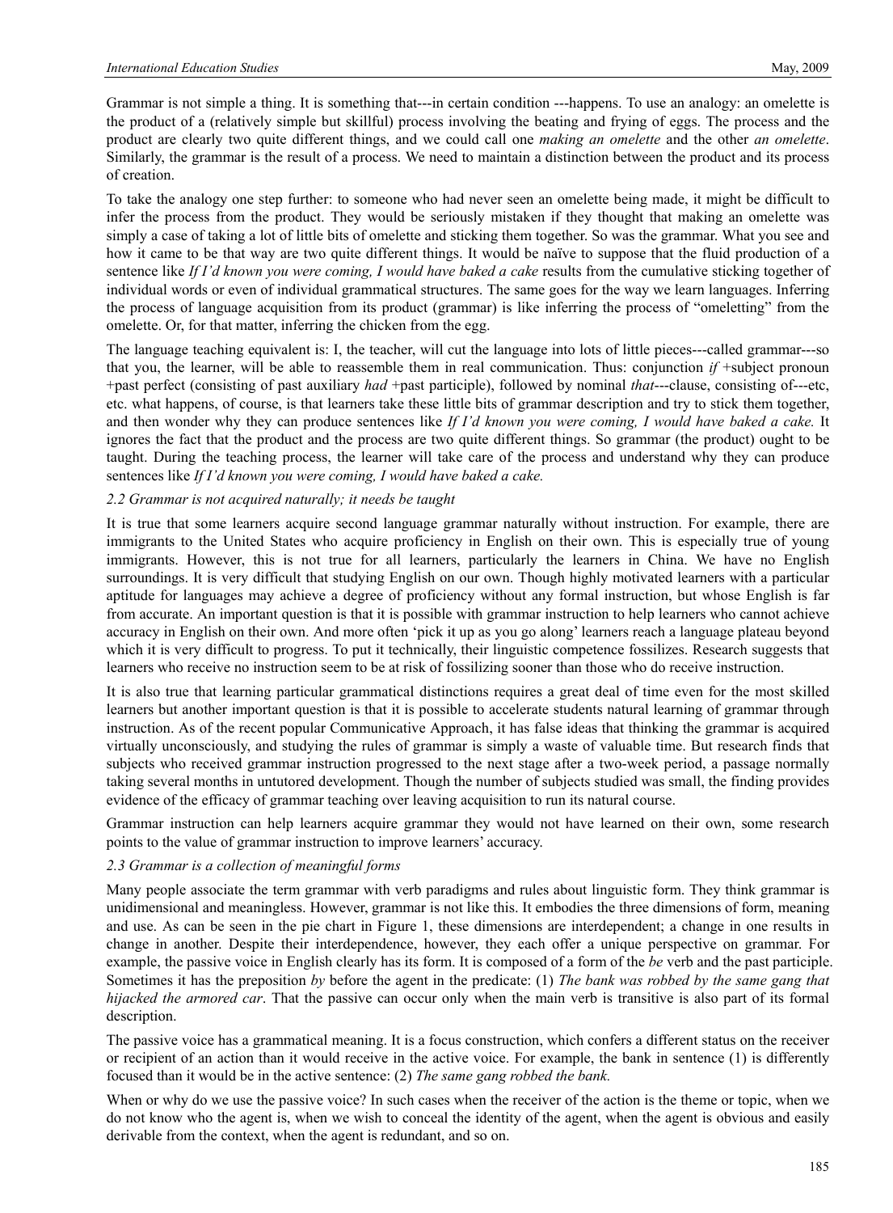Grammar is not simple a thing. It is something that---in certain condition ---happens. To use an analogy: an omelette is the product of a (relatively simple but skillful) process involving the beating and frying of eggs. The process and the product are clearly two quite different things, and we could call one *making an omelette* and the other *an omelette*. Similarly, the grammar is the result of a process. We need to maintain a distinction between the product and its process of creation.

To take the analogy one step further: to someone who had never seen an omelette being made, it might be difficult to infer the process from the product. They would be seriously mistaken if they thought that making an omelette was simply a case of taking a lot of little bits of omelette and sticking them together. So was the grammar. What you see and how it came to be that way are two quite different things. It would be naïve to suppose that the fluid production of a sentence like *If I'd known you were coming, I would have baked a cake* results from the cumulative sticking together of individual words or even of individual grammatical structures. The same goes for the way we learn languages. Inferring the process of language acquisition from its product (grammar) is like inferring the process of "omeletting" from the omelette. Or, for that matter, inferring the chicken from the egg.

The language teaching equivalent is: I, the teacher, will cut the language into lots of little pieces---called grammar---so that you, the learner, will be able to reassemble them in real communication. Thus: conjunction *if* +subject pronoun +past perfect (consisting of past auxiliary *had* +past participle), followed by nominal *that*---clause, consisting of---etc, etc. what happens, of course, is that learners take these little bits of grammar description and try to stick them together, and then wonder why they can produce sentences like *If I'd known you were coming, I would have baked a cake.* It ignores the fact that the product and the process are two quite different things. So grammar (the product) ought to be taught. During the teaching process, the learner will take care of the process and understand why they can produce sentences like *If I'd known you were coming, I would have baked a cake.*

### *2.2 Grammar is not acquired naturally; it needs be taught*

It is true that some learners acquire second language grammar naturally without instruction. For example, there are immigrants to the United States who acquire proficiency in English on their own. This is especially true of young immigrants. However, this is not true for all learners, particularly the learners in China. We have no English surroundings. It is very difficult that studying English on our own. Though highly motivated learners with a particular aptitude for languages may achieve a degree of proficiency without any formal instruction, but whose English is far from accurate. An important question is that it is possible with grammar instruction to help learners who cannot achieve accuracy in English on their own. And more often 'pick it up as you go along' learners reach a language plateau beyond which it is very difficult to progress. To put it technically, their linguistic competence fossilizes. Research suggests that learners who receive no instruction seem to be at risk of fossilizing sooner than those who do receive instruction.

It is also true that learning particular grammatical distinctions requires a great deal of time even for the most skilled learners but another important question is that it is possible to accelerate students natural learning of grammar through instruction. As of the recent popular Communicative Approach, it has false ideas that thinking the grammar is acquired virtually unconsciously, and studying the rules of grammar is simply a waste of valuable time. But research finds that subjects who received grammar instruction progressed to the next stage after a two-week period, a passage normally taking several months in untutored development. Though the number of subjects studied was small, the finding provides evidence of the efficacy of grammar teaching over leaving acquisition to run its natural course.

Grammar instruction can help learners acquire grammar they would not have learned on their own, some research points to the value of grammar instruction to improve learners' accuracy.

### *2.3 Grammar is a collection of meaningful forms*

Many people associate the term grammar with verb paradigms and rules about linguistic form. They think grammar is unidimensional and meaningless. However, grammar is not like this. It embodies the three dimensions of form, meaning and use. As can be seen in the pie chart in Figure 1, these dimensions are interdependent; a change in one results in change in another. Despite their interdependence, however, they each offer a unique perspective on grammar. For example, the passive voice in English clearly has its form. It is composed of a form of the *be* verb and the past participle. Sometimes it has the preposition *by* before the agent in the predicate: (1) *The bank was robbed by the same gang that hijacked the armored car*. That the passive can occur only when the main verb is transitive is also part of its formal description.

The passive voice has a grammatical meaning. It is a focus construction, which confers a different status on the receiver or recipient of an action than it would receive in the active voice. For example, the bank in sentence (1) is differently focused than it would be in the active sentence: (2) *The same gang robbed the bank.*

When or why do we use the passive voice? In such cases when the receiver of the action is the theme or topic, when we do not know who the agent is, when we wish to conceal the identity of the agent, when the agent is obvious and easily derivable from the context, when the agent is redundant, and so on.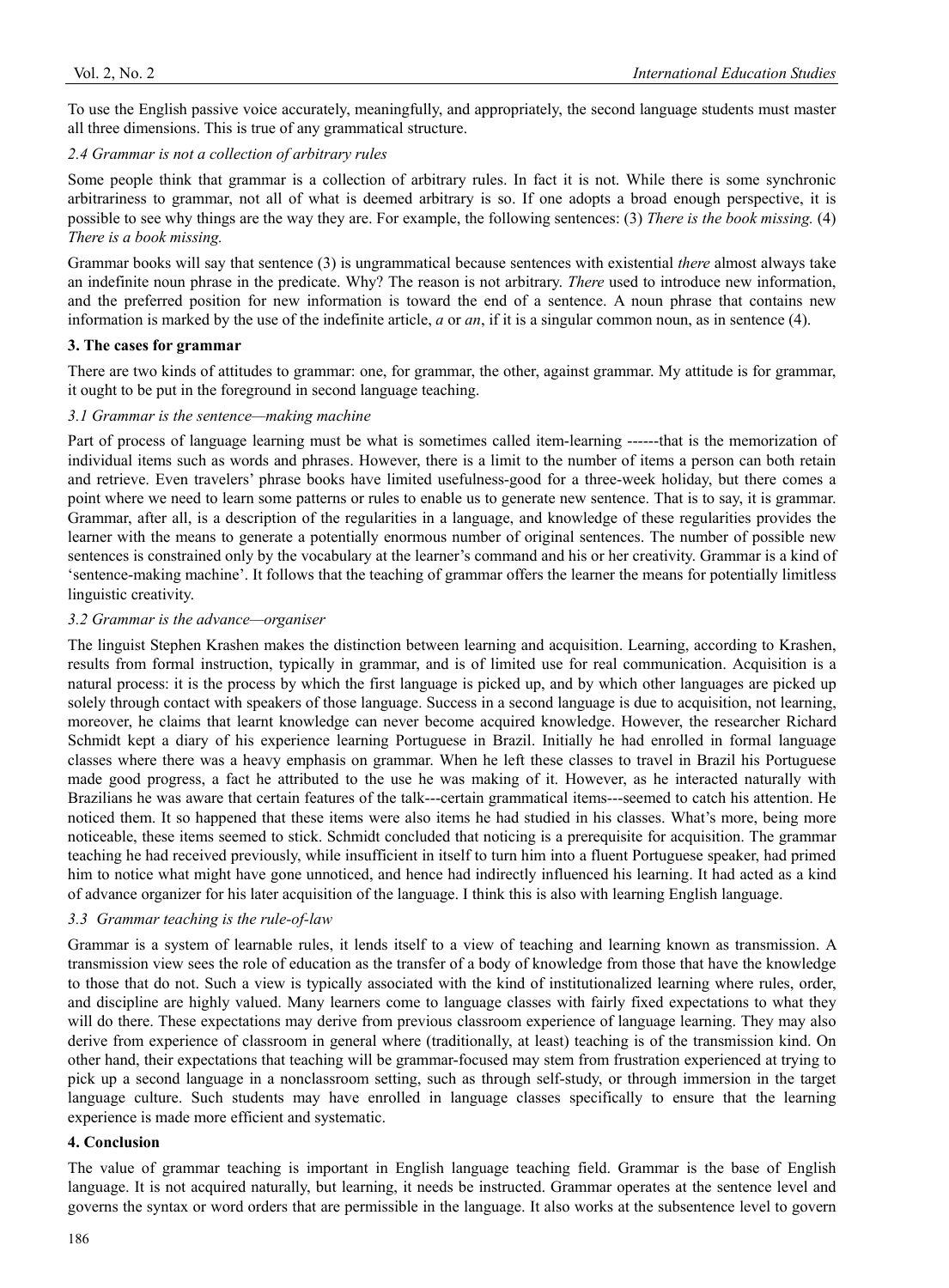To use the English passive voice accurately, meaningfully, and appropriately, the second language students must master all three dimensions. This is true of any grammatical structure.

### *2.4 Grammar is not a collection of arbitrary rules*

Some people think that grammar is a collection of arbitrary rules. In fact it is not. While there is some synchronic arbitrariness to grammar, not all of what is deemed arbitrary is so. If one adopts a broad enough perspective, it is possible to see why things are the way they are. For example, the following sentences: (3) *There is the book missing.* (4) *There is a book missing.*

Grammar books will say that sentence (3) is ungrammatical because sentences with existential *there* almost always take an indefinite noun phrase in the predicate. Why? The reason is not arbitrary. *There* used to introduce new information, and the preferred position for new information is toward the end of a sentence. A noun phrase that contains new information is marked by the use of the indefinite article, *a* or *an*, if it is a singular common noun, as in sentence (4).

## **3. The cases for grammar**

There are two kinds of attitudes to grammar: one, for grammar, the other, against grammar. My attitude is for grammar, it ought to be put in the foreground in second language teaching.

### *3.1 Grammar is the sentence—making machine*

Part of process of language learning must be what is sometimes called item-learning ------that is the memorization of individual items such as words and phrases. However, there is a limit to the number of items a person can both retain and retrieve. Even travelers' phrase books have limited usefulness-good for a three-week holiday, but there comes a point where we need to learn some patterns or rules to enable us to generate new sentence. That is to say, it is grammar. Grammar, after all, is a description of the regularities in a language, and knowledge of these regularities provides the learner with the means to generate a potentially enormous number of original sentences. The number of possible new sentences is constrained only by the vocabulary at the learner's command and his or her creativity. Grammar is a kind of 'sentence-making machine'. It follows that the teaching of grammar offers the learner the means for potentially limitless linguistic creativity.

### *3.2 Grammar is the advance—organiser*

The linguist Stephen Krashen makes the distinction between learning and acquisition. Learning, according to Krashen, results from formal instruction, typically in grammar, and is of limited use for real communication. Acquisition is a natural process: it is the process by which the first language is picked up, and by which other languages are picked up solely through contact with speakers of those language. Success in a second language is due to acquisition, not learning, moreover, he claims that learnt knowledge can never become acquired knowledge. However, the researcher Richard Schmidt kept a diary of his experience learning Portuguese in Brazil. Initially he had enrolled in formal language classes where there was a heavy emphasis on grammar. When he left these classes to travel in Brazil his Portuguese made good progress, a fact he attributed to the use he was making of it. However, as he interacted naturally with Brazilians he was aware that certain features of the talk---certain grammatical items---seemed to catch his attention. He noticed them. It so happened that these items were also items he had studied in his classes. What's more, being more noticeable, these items seemed to stick. Schmidt concluded that noticing is a prerequisite for acquisition. The grammar teaching he had received previously, while insufficient in itself to turn him into a fluent Portuguese speaker, had primed him to notice what might have gone unnoticed, and hence had indirectly influenced his learning. It had acted as a kind of advance organizer for his later acquisition of the language. I think this is also with learning English language.

### *3.3 Grammar teaching is the rule-of-law*

Grammar is a system of learnable rules, it lends itself to a view of teaching and learning known as transmission. A transmission view sees the role of education as the transfer of a body of knowledge from those that have the knowledge to those that do not. Such a view is typically associated with the kind of institutionalized learning where rules, order, and discipline are highly valued. Many learners come to language classes with fairly fixed expectations to what they will do there. These expectations may derive from previous classroom experience of language learning. They may also derive from experience of classroom in general where (traditionally, at least) teaching is of the transmission kind. On other hand, their expectations that teaching will be grammar-focused may stem from frustration experienced at trying to pick up a second language in a nonclassroom setting, such as through self-study, or through immersion in the target language culture. Such students may have enrolled in language classes specifically to ensure that the learning experience is made more efficient and systematic.

## **4. Conclusion**

The value of grammar teaching is important in English language teaching field. Grammar is the base of English language. It is not acquired naturally, but learning, it needs be instructed. Grammar operates at the sentence level and governs the syntax or word orders that are permissible in the language. It also works at the subsentence level to govern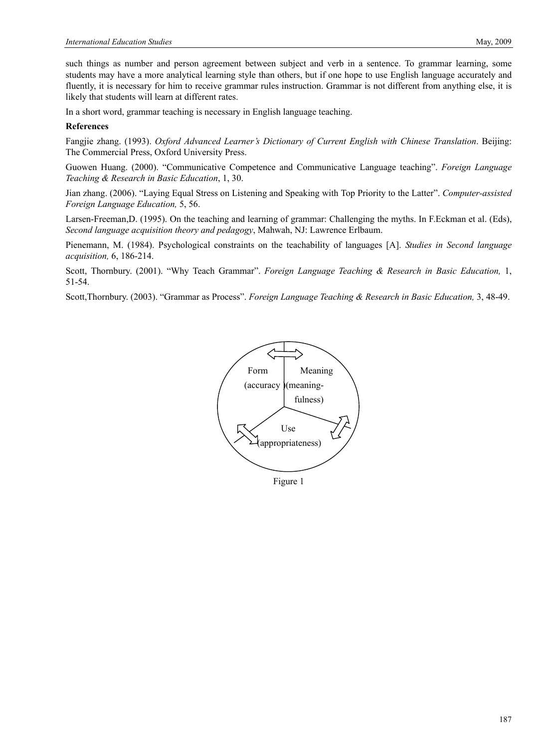such things as number and person agreement between subject and verb in a sentence. To grammar learning, some students may have a more analytical learning style than others, but if one hope to use English language accurately and fluently, it is necessary for him to receive grammar rules instruction. Grammar is not different from anything else, it is likely that students will learn at different rates.

In a short word, grammar teaching is necessary in English language teaching.

**References**

Fangjie zhang. (1993). *Oxford Advanced Learner's Dictionary of Current English with Chinese Translation*. Beijing: The Commercial Press, Oxford University Press.

Guowen Huang. (2000). "Communicative Competence and Communicative Language teaching". *Foreign Language Teaching & Research in Basic Education*, 1, 30.

Jian zhang. (2006). "Laying Equal Stress on Listening and Speaking with Top Priority to the Latter". *Computer-assisted Foreign Language Education,* 5, 56.

Larsen-Freeman,D. (1995). On the teaching and learning of grammar: Challenging the myths. In F.Eckman et al. (Eds), *Second language acquisition theory and pedagogy*, Mahwah, NJ: Lawrence Erlbaum.

Pienemann, M. (1984). Psychological constraints on the teachability of languages [A]. *Studies in Second language acquisition,* 6, 186-214.

Scott, Thornbury. (2001). "Why Teach Grammar". *Foreign Language Teaching & Research in Basic Education,* 1, 51-54.

Scott,Thornbury. (2003). "Grammar as Process". *Foreign Language Teaching & Research in Basic Education,* 3, 48-49.

Form
(accuracy)

Meaning
(meaning-
fulness)

Use
(appropriateness)

Figure 1